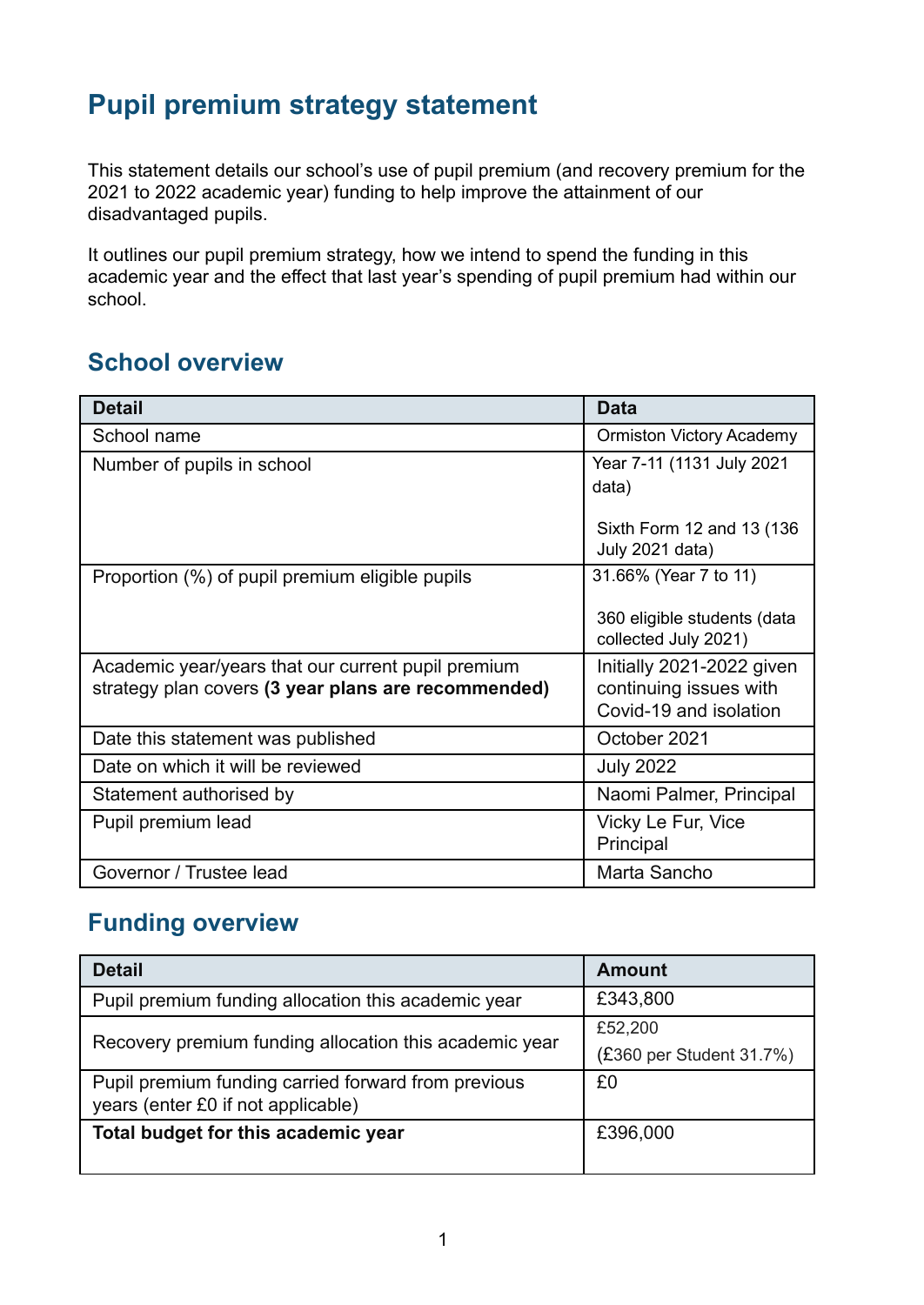# Pupil premium strategy statement

This statement details our school's use of pupil premium (and recovery premium for the 2021 to 2022 academic year) funding to help improve the attainment of our disadvantaged pupils.

It outlines our pupil premium strategy, how we intend to spend the funding in this academic year and the effect that last year's spending of pupil premium had within our school.

## School overview

| Detail | Data |
|---|---|
| School name | Ormiston Victory Academy |
| Number of pupils in school | Year 7-11 (1131 July 2021 data)<br><br>Sixth Form 12 and 13 (136 July 2021 data) |
| Proportion (%) of pupil premium eligible pupils | 31.66% (Year 7 to 11)<br><br>360 eligible students (data collected July 2021) |
| Academic year/years that our current pupil premium strategy plan covers **(3 year plans are recommended)** | Initially 2021-2022 given continuing issues with Covid-19 and isolation |
| Date this statement was published | October 2021 |
| Date on which it will be reviewed | July 2022 |
| Statement authorised by | Naomi Palmer, Principal |
| Pupil premium lead | Vicky Le Fur, Vice Principal |
| Governor / Trustee lead | Marta Sancho |

## Funding overview

| Detail | Amount |
|---|---|
| Pupil premium funding allocation this academic year | £343,800 |
| Recovery premium funding allocation this academic year | £52,200<br>(£360 per Student 31.7%) |
| Pupil premium funding carried forward from previous years (enter £0 if not applicable) | £0 |
| **Total budget for this academic year** | £396,000 |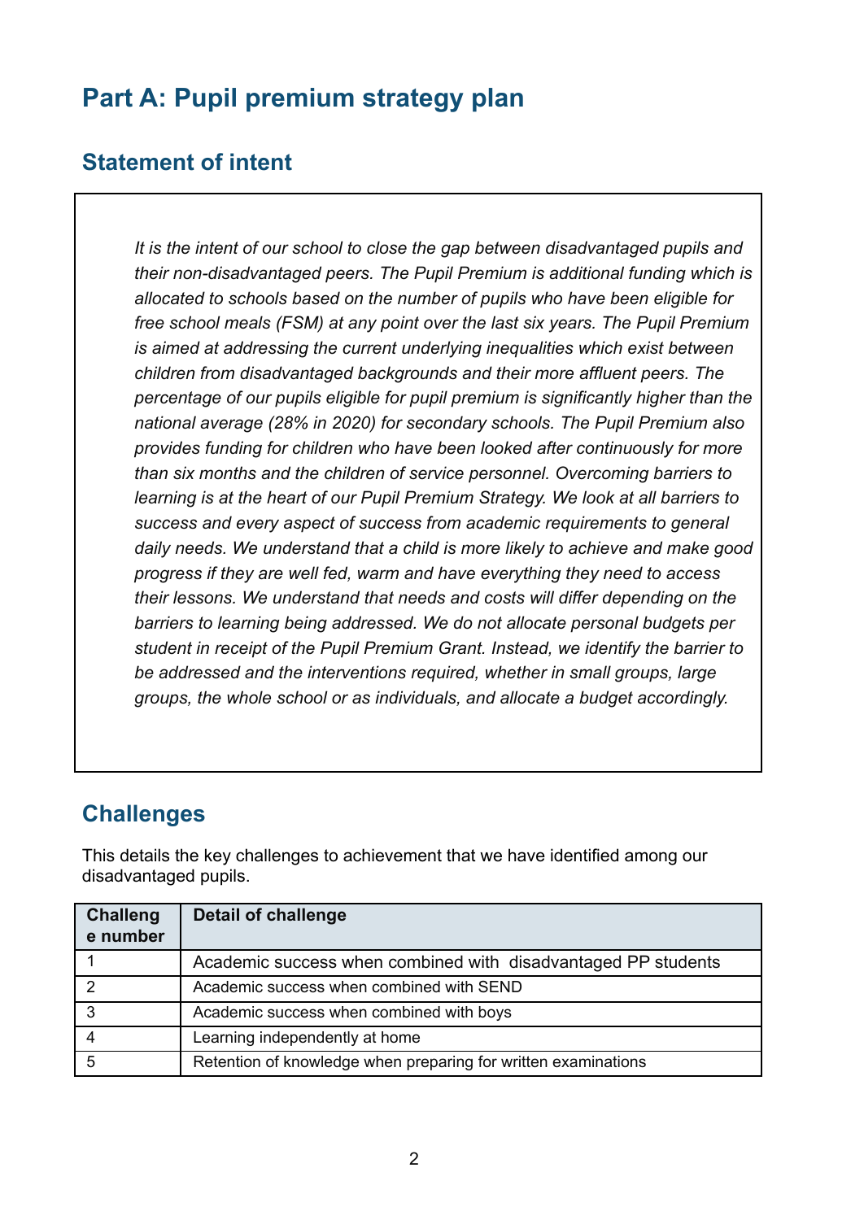# Part A: Pupil premium strategy plan

## Statement of intent

*It is the intent of our school to close the gap between disadvantaged pupils and their non-disadvantaged peers. The Pupil Premium is additional funding which is allocated to schools based on the number of pupils who have been eligible for free school meals (FSM) at any point over the last six years. The Pupil Premium is aimed at addressing the current underlying inequalities which exist between children from disadvantaged backgrounds and their more affluent peers. The percentage of our pupils eligible for pupil premium is significantly higher than the national average (28% in 2020) for secondary schools. The Pupil Premium also provides funding for children who have been looked after continuously for more than six months and the children of service personnel. Overcoming barriers to learning is at the heart of our Pupil Premium Strategy. We look at all barriers to success and every aspect of success from academic requirements to general daily needs. We understand that a child is more likely to achieve and make good progress if they are well fed, warm and have everything they need to access their lessons. We understand that needs and costs will differ depending on the barriers to learning being addressed. We do not allocate personal budgets per student in receipt of the Pupil Premium Grant. Instead, we identify the barrier to be addressed and the interventions required, whether in small groups, large groups, the whole school or as individuals, and allocate a budget accordingly.*

## Challenges

This details the key challenges to achievement that we have identified among our disadvantaged pupils.

| Challenge number | Detail of challenge |
| --- | --- |
| 1 | Academic success when combined with disadvantaged PP students |
| 2 | Academic success when combined with SEND |
| 3 | Academic success when combined with boys |
| 4 | Learning independently at home |
| 5 | Retention of knowledge when preparing for written examinations |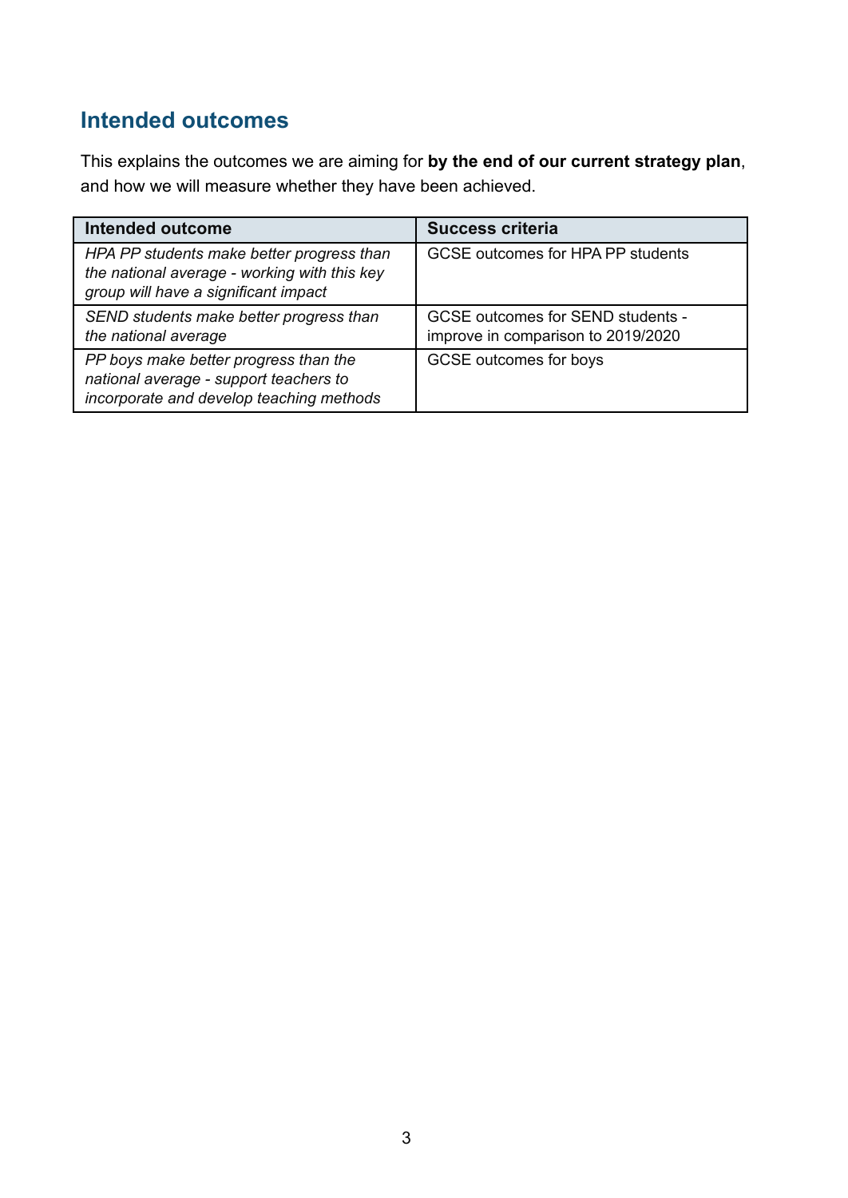## Intended outcomes

This explains the outcomes we are aiming for **by the end of our current strategy plan**, and how we will measure whether they have been achieved.

| Intended outcome | Success criteria |
|---|---|
| *HPA PP students make better progress than the national average - working with this key group will have a significant impact* | GCSE outcomes for HPA PP students |
| *SEND students make better progress than the national average* | GCSE outcomes for SEND students - improve in comparison to 2019/2020 |
| *PP boys make better progress than the national average - support teachers to incorporate and develop teaching methods* | GCSE outcomes for boys |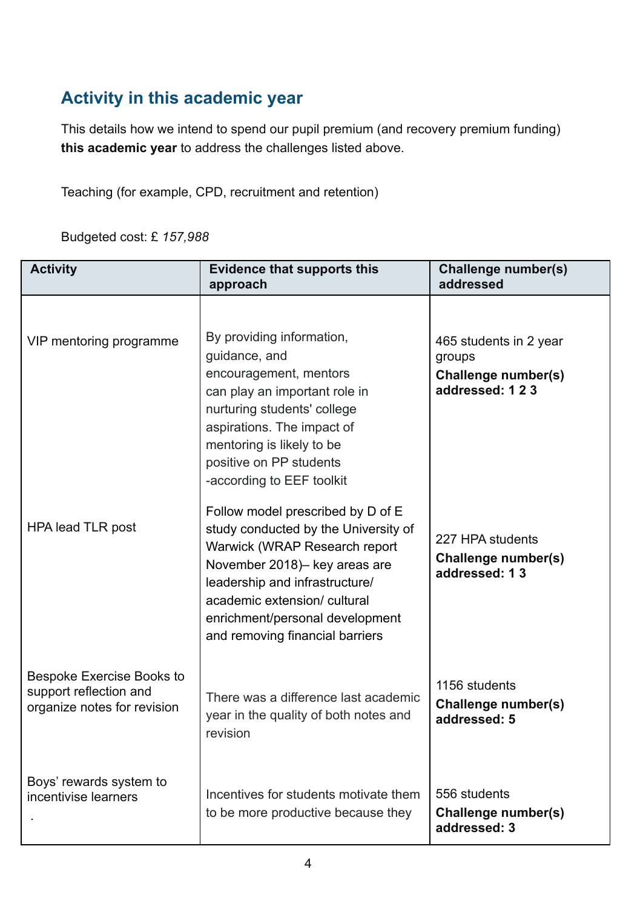## Activity in this academic year

This details how we intend to spend our pupil premium (and recovery premium funding) **this academic year** to address the challenges listed above.

Teaching (for example, CPD, recruitment and retention)

Budgeted cost: £ *157,988*

| Activity | Evidence that supports this approach | Challenge number(s) addressed |
|---|---|---|
| VIP mentoring programme | By providing information, guidance, and encouragement, mentors can play an important role in nurturing students' college aspirations. The impact of mentoring is likely to be positive on PP students -according to EEF toolkit | 465 students in 2 year groups **Challenge number(s) addressed: 1 2 3** |
| HPA lead TLR post | Follow model prescribed by D of E study conducted by the University of Warwick (WRAP Research report November 2018)– key areas are leadership and infrastructure/ academic extension/ cultural enrichment/personal development and removing financial barriers | 227 HPA students **Challenge number(s) addressed: 1 3** |
| Bespoke Exercise Books to support reflection and organize notes for revision | There was a difference last academic year in the quality of both notes and revision | 1156 students **Challenge number(s) addressed: 5** |
| Boys' rewards system to incentivise learners . | Incentives for students motivate them to be more productive because they | 556 students **Challenge number(s) addressed: 3** |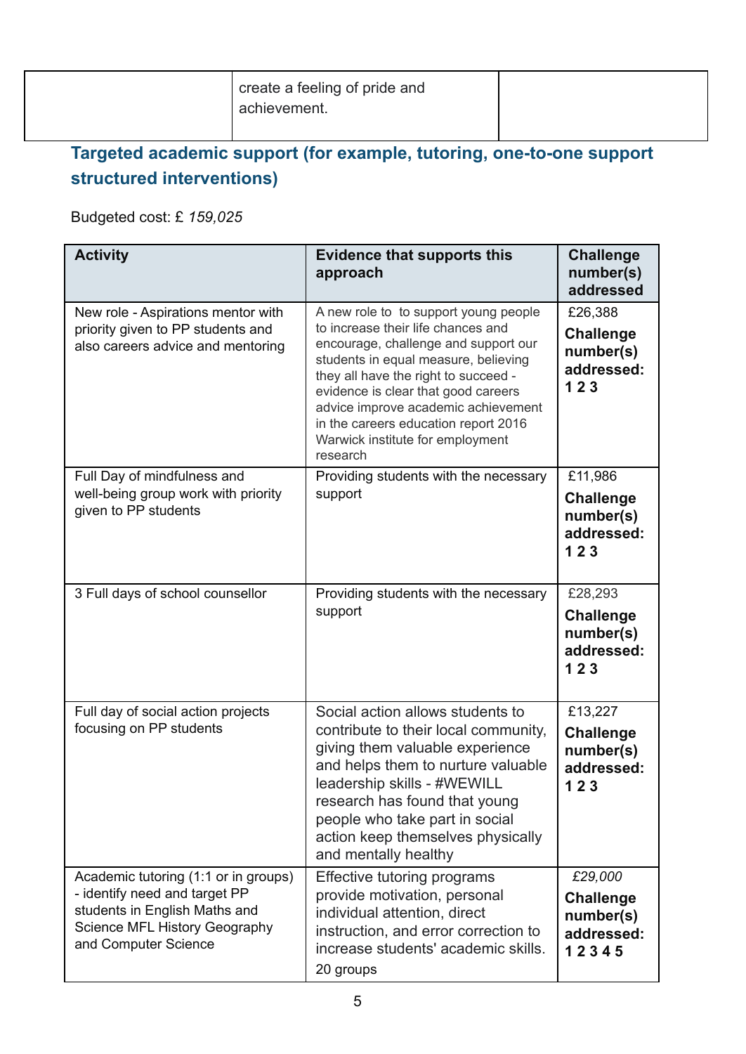| | create a feeling of pride and achievement. | |
|---|---|---|

## Targeted academic support (for example, tutoring, one-to-one support structured interventions)

Budgeted cost: £ *159,025*

| Activity | Evidence that supports this approach | Challenge number(s) addressed |
|---|---|---|
| New role - Aspirations mentor with priority given to PP students and also careers advice and mentoring | A new role to to support young people to increase their life chances and encourage, challenge and support our students in equal measure, believing they all have the right to succeed - evidence is clear that good careers advice improve academic achievement in the careers education report 2016 Warwick institute for employment research | £26,388 **Challenge number(s) addressed: 1 2 3** |
| Full Day of mindfulness and well-being group work with priority given to PP students | Providing students with the necessary support | £11,986 **Challenge number(s) addressed: 1 2 3** |
| 3 Full days of school counsellor | Providing students with the necessary support | £28,293 **Challenge number(s) addressed: 1 2 3** |
| Full day of social action projects focusing on PP students | Social action allows students to contribute to their local community, giving them valuable experience and helps them to nurture valuable leadership skills - #WEWILL research has found that young people who take part in social action keep themselves physically and mentally healthy | £13,227 **Challenge number(s) addressed: 1 2 3** |
| Academic tutoring (1:1 or in groups) - identify need and target PP students in English Maths and Science MFL History Geography and Computer Science | Effective tutoring programs provide motivation, personal individual attention, direct instruction, and error correction to increase students' academic skills. 20 groups | *£29,000* **Challenge number(s) addressed: 1 2 3 4 5** |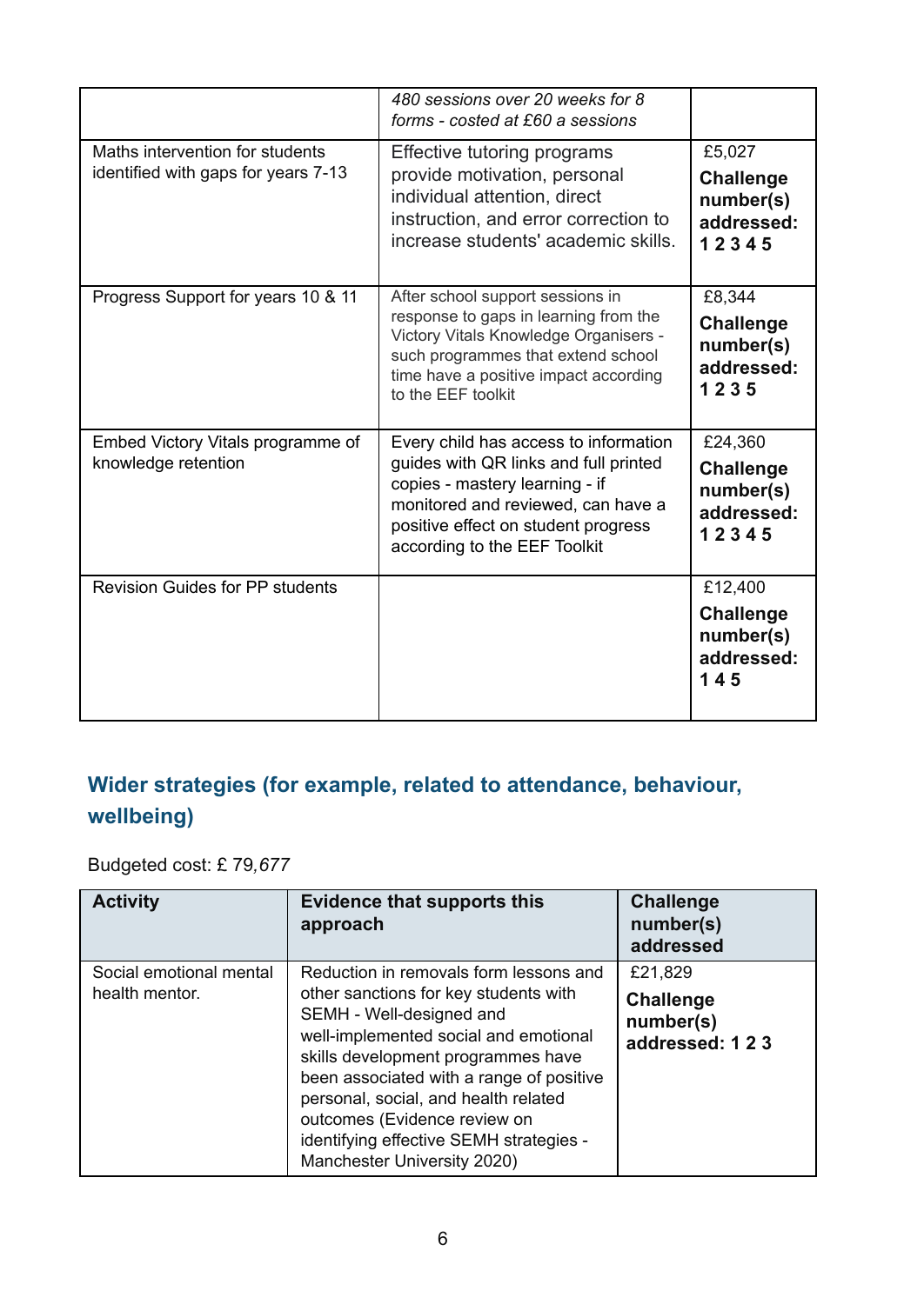| | | |
|---|---|---|
| | *480 sessions over 20 weeks for 8 forms - costed at £60 a sessions* | |
| Maths intervention for students identified with gaps for years 7-13 | Effective tutoring programs provide motivation, personal individual attention, direct instruction, and error correction to increase students' academic skills. | £5,027 **Challenge number(s) addressed: 1 2 3 4 5** |
| Progress Support for years 10 & 11 | After school support sessions in response to gaps in learning from the Victory Vitals Knowledge Organisers - such programmes that extend school time have a positive impact according to the EEF toolkit | £8,344 **Challenge number(s) addressed: 1 2 3 5** |
| Embed Victory Vitals programme of knowledge retention | Every child has access to information guides with QR links and full printed copies - mastery learning - if monitored and reviewed, can have a positive effect on student progress according to the EEF Toolkit | £24,360 **Challenge number(s) addressed: 1 2 3 4 5** |
| Revision Guides for PP students | | £12,400 **Challenge number(s) addressed: 1 4 5** |

## Wider strategies (for example, related to attendance, behaviour, wellbeing)

Budgeted cost: £ 79*,677*

| Activity | Evidence that supports this approach | Challenge number(s) addressed |
|---|---|---|
| Social emotional mental health mentor. | Reduction in removals form lessons and other sanctions for key students with SEMH - Well-designed and well-implemented social and emotional skills development programmes have been associated with a range of positive personal, social, and health related outcomes (Evidence review on identifying effective SEMH strategies - Manchester University 2020) | £21,829 **Challenge number(s) addressed: 1 2 3** |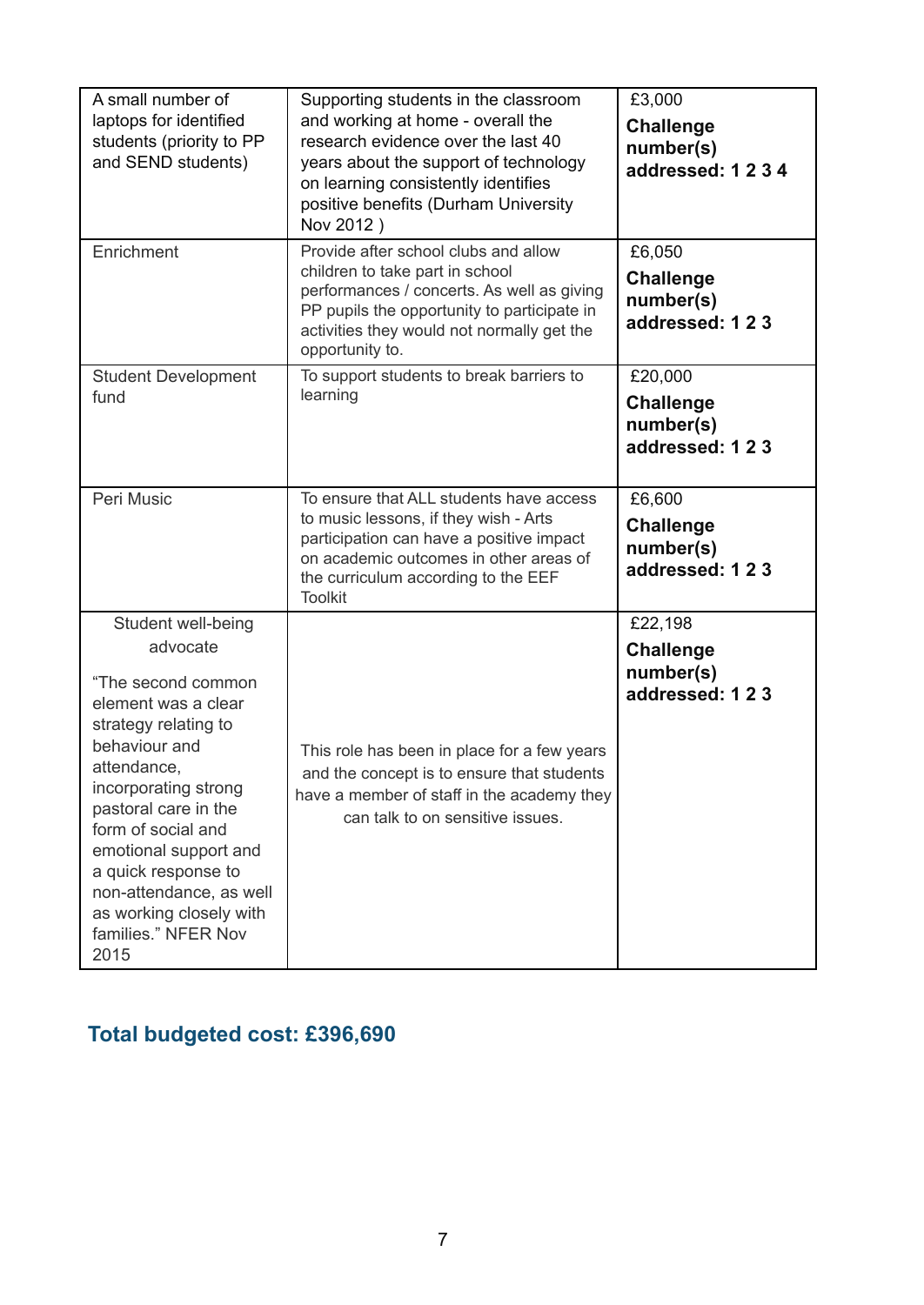| | | |
|---|---|---|
| A small number of laptops for identified students (priority to PP and SEND students) | Supporting students in the classroom and working at home - overall the research evidence over the last 40 years about the support of technology on learning consistently identifies positive benefits (Durham University Nov 2012 ) | £3,000 **Challenge number(s) addressed: 1 2 3 4** |
| Enrichment | Provide after school clubs and allow children to take part in school performances / concerts. As well as giving PP pupils the opportunity to participate in activities they would not normally get the opportunity to. | £6,050 **Challenge number(s) addressed: 1 2 3** |
| Student Development fund | To support students to break barriers to learning | £20,000 **Challenge number(s) addressed: 1 2 3** |
| Peri Music | To ensure that ALL students have access to music lessons, if they wish - Arts participation can have a positive impact on academic outcomes in other areas of the curriculum according to the EEF Toolkit | £6,600 **Challenge number(s) addressed: 1 2 3** |
| Student well-being advocate "The second common element was a clear strategy relating to behaviour and attendance, incorporating strong pastoral care in the form of social and emotional support and a quick response to non-attendance, as well as working closely with families." NFER Nov 2015 | This role has been in place for a few years and the concept is to ensure that students have a member of staff in the academy they can talk to on sensitive issues. | £22,198 **Challenge number(s) addressed: 1 2 3** |

## Total budgeted cost: £396,690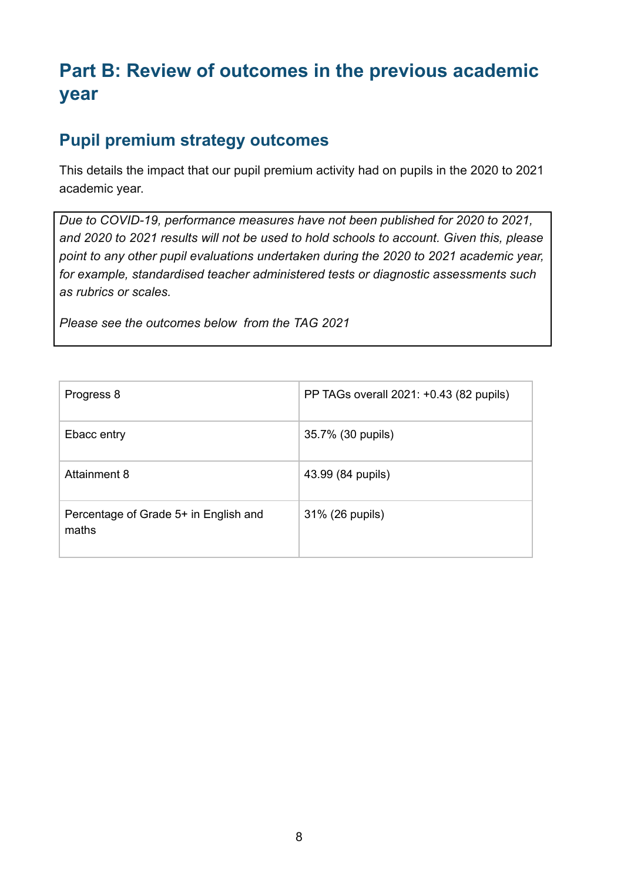# Part B: Review of outcomes in the previous academic year

## Pupil premium strategy outcomes

This details the impact that our pupil premium activity had on pupils in the 2020 to 2021 academic year.

*Due to COVID-19, performance measures have not been published for 2020 to 2021, and 2020 to 2021 results will not be used to hold schools to account. Given this, please point to any other pupil evaluations undertaken during the 2020 to 2021 academic year, for example, standardised teacher administered tests or diagnostic assessments such as rubrics or scales.*

*Please see the outcomes below from the TAG 2021*

| | |
|---|---|
| Progress 8 | PP TAGs overall 2021: +0.43 (82 pupils) |
| Ebacc entry | 35.7% (30 pupils) |
| Attainment 8 | 43.99 (84 pupils) |
| Percentage of Grade 5+ in English and maths | 31% (26 pupils) |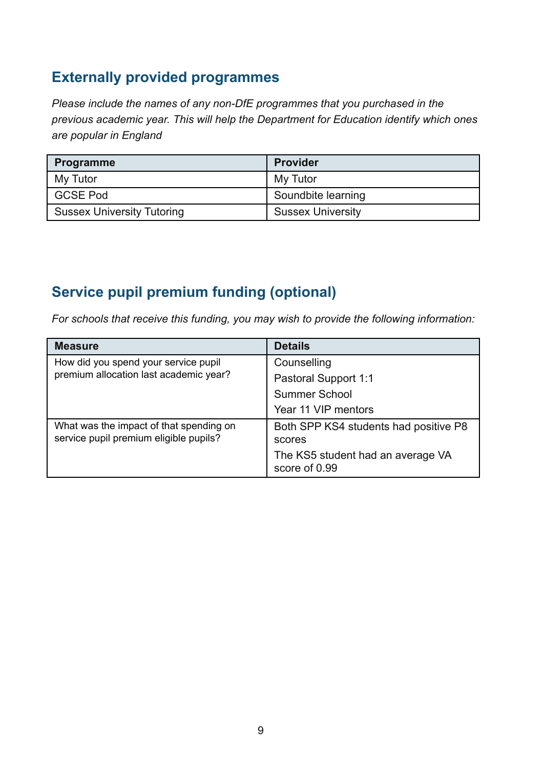## Externally provided programmes

*Please include the names of any non-DfE programmes that you purchased in the previous academic year. This will help the Department for Education identify which ones are popular in England*

| Programme | Provider |
|---|---|
| My Tutor | My Tutor |
| GCSE Pod | Soundbite learning |
| Sussex University Tutoring | Sussex University |

## Service pupil premium funding (optional)

*For schools that receive this funding, you may wish to provide the following information:*

| Measure | Details |
|---|---|
| How did you spend your service pupil premium allocation last academic year? | Counselling<br>Pastoral Support 1:1<br>Summer School<br>Year 11 VIP mentors |
| What was the impact of that spending on service pupil premium eligible pupils? | Both SPP KS4 students had positive P8 scores<br>The KS5 student had an average VA score of 0.99 |